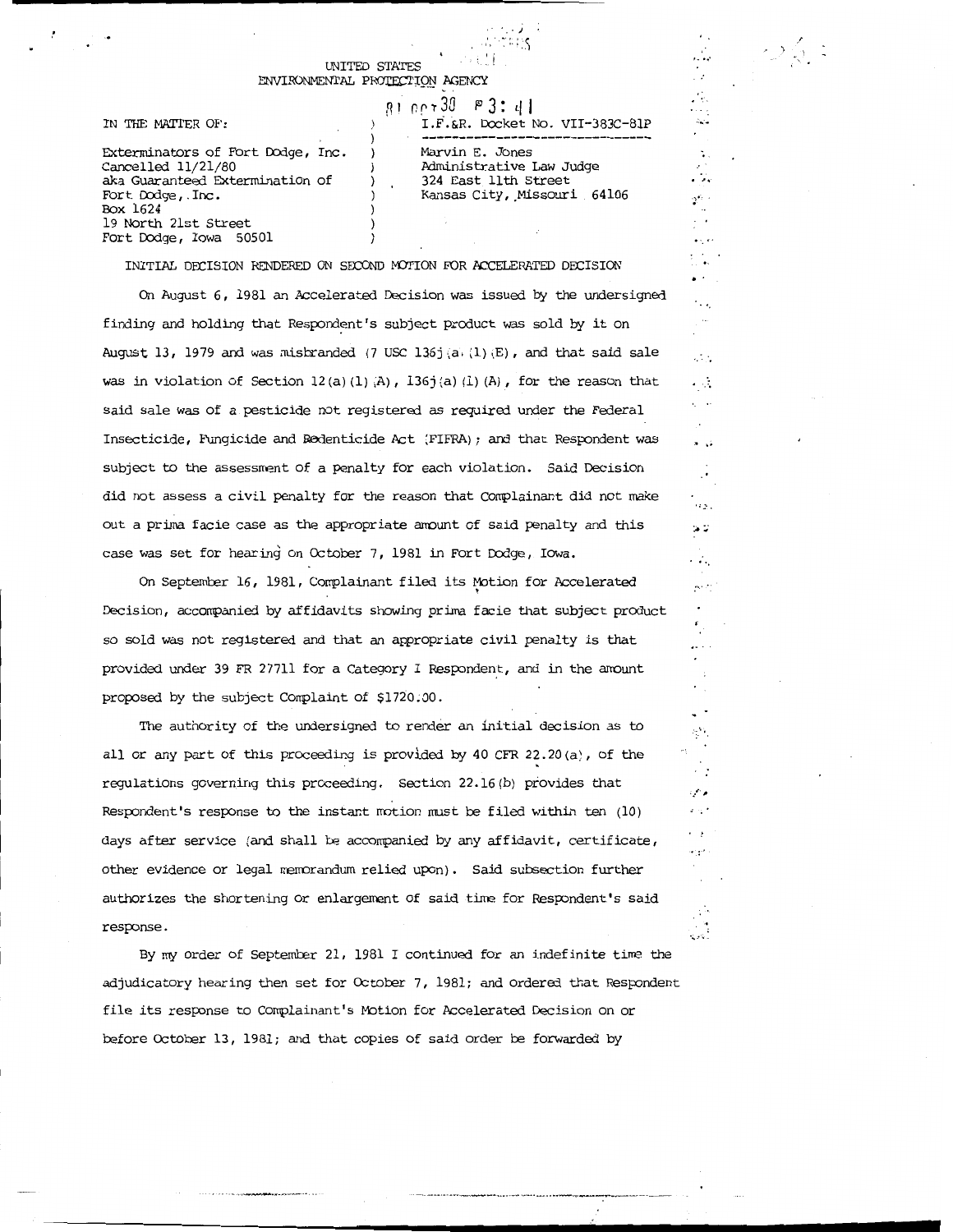UNITED STATES
ENVIRONMENTAL PROTECTION AGENCY

81 OCT 30 P 3: 41

IN THE MATTER OF:

Exterminators of Fort Dodge, Inc.
Cancelled 11/21/80
aka Guaranteed Extermination of
Fort Dodge, Inc.
Box 1624
19 North 21st Street
Fort Dodge, Iowa 50501

I.F.&R. Docket No. VII-383C-81P

Marvin E. Jones
Administrative Law Judge
324 East 11th Street
Kansas City, Missouri 64106

INITIAL DECISION RENDERED ON SECOND MOTION FOR ACCELERATED DECISION

On August 6, 1981 an Accelerated Decision was issued by the undersigned finding and holding that Respondent's subject product was sold by it on August 13, 1979 and was misbranded (7 USC 136j(a)(1)(E), and that said sale was in violation of Section 12(a)(1)(A), 136j(a)(1)(A), for the reason that said sale was of a pesticide not registered as required under the Federal Insecticide, Fungicide and Rodenticide Act (FIFRA); and that Respondent was subject to the assessment of a penalty for each violation. Said Decision did not assess a civil penalty for the reason that Complainant did not make out a prima facie case as the appropriate amount of said penalty and this case was set for hearing on October 7, 1981 in Fort Dodge, Iowa.

On September 16, 1981, Complainant filed its Motion for Accelerated Decision, accompanied by affidavits showing prima facie that subject product so sold was not registered and that an appropriate civil penalty is that provided under 39 FR 27711 for a Category I Respondent, and in the amount proposed by the subject Complaint of $1720.00.

The authority of the undersigned to render an initial decision as to all or any part of this proceeding is provided by 40 CFR 22.20(a), of the regulations governing this proceeding. Section 22.16(b) provides that Respondent's response to the instant motion must be filed within ten (10) days after service (and shall be accompanied by any affidavit, certificate, other evidence or legal memorandum relied upon). Said subsection further authorizes the shortening or enlargement of said time for Respondent's said response.

By my order of September 21, 1981 I continued for an indefinite time the adjudicatory hearing then set for October 7, 1981; and ordered that Respondent file its response to Complainant's Motion for Accelerated Decision on or before October 13, 1981; and that copies of said order be forwarded by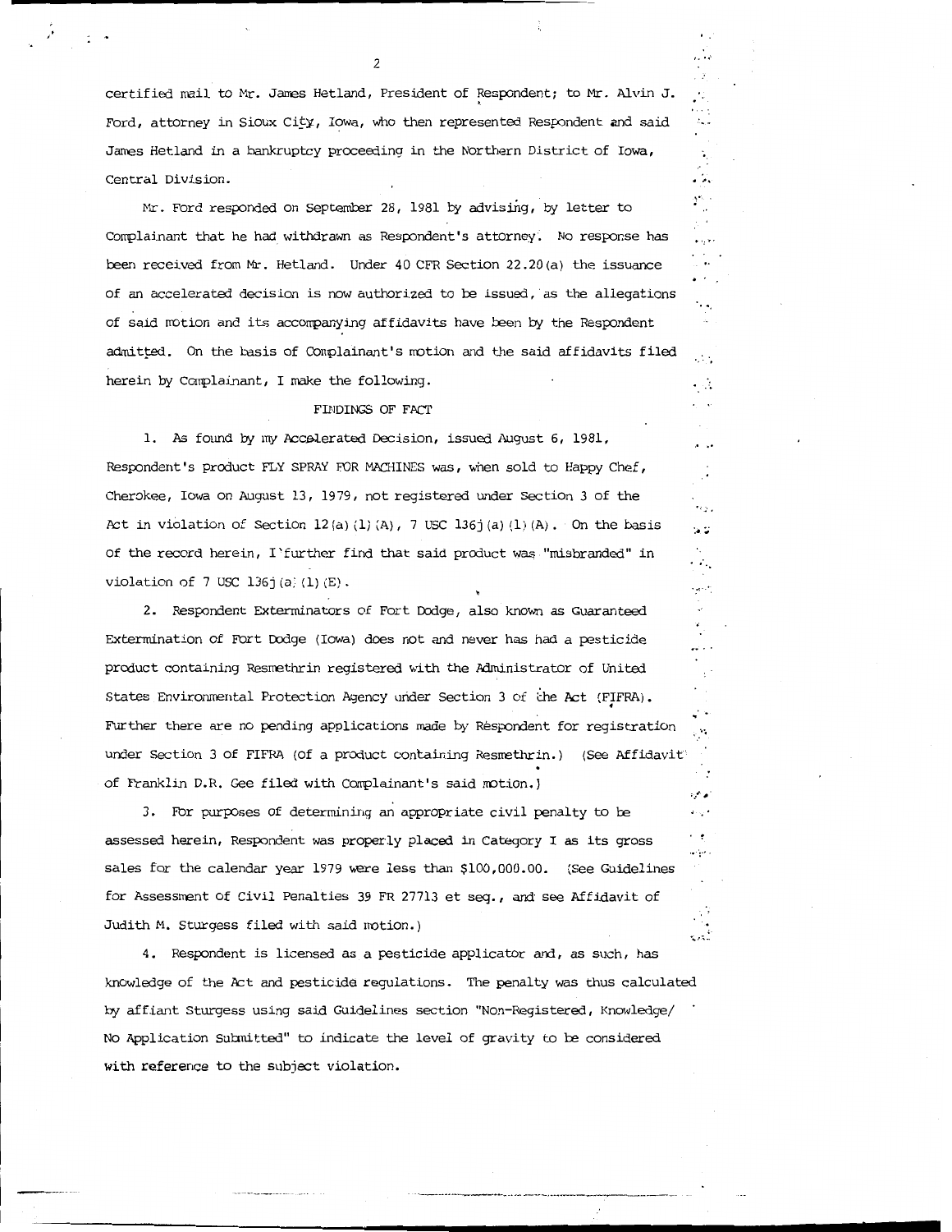certified mail to Mr. James Hetland, President of Respondent; to Mr. Alvin J. Ford, attorney in Sioux City, Iowa, who then represented Respondent and said James Hetland in a bankruptcy proceeding in the Northern District of Iowa, Central Division.

Mr. Ford responded on September 28, 1981 by advising, by letter to Complainant that he had withdrawn as Respondent's attorney. No response has been received from Mr. Hetland. Under 40 CFR Section 22.20(a) the issuance of an accelerated decision is now authorized to be issued, as the allegations of said motion and its accompanying affidavits have been by the Respondent admitted. On the basis of Complainant's motion and the said affidavits filed herein by Complainant, I make the following.

## FINDINGS OF FACT

1. As found by my Accelerated Decision, issued August 6, 1981, Respondent's product FLY SPRAY FOR MACHINES was, when sold to Happy Chef, Cherokee, Iowa on August 13, 1979, not registered under Section 3 of the Act in violation of Section 12(a)(1)(A), 7 USC 136j(a)(1)(A). On the basis of the record herein, I further find that said product was "misbranded" in violation of 7 USC 136j(a)(1)(E).

2. Respondent Exterminators of Fort Dodge, also known as Guaranteed Extermination of Fort Dodge (Iowa) does not and never has had a pesticide product containing Resmethrin registered with the Administrator of United States Environmental Protection Agency under Section 3 of the Act (FIFRA). Further there are no pending applications made by Respondent for registration under Section 3 of FIFRA (of a product containing Resmethrin.) (See Affidavit of Franklin D.R. Gee filed with Complainant's said motion.)

3. For purposes of determining an appropriate civil penalty to be assessed herein, Respondent was properly placed in Category I as its gross sales for the calendar year 1979 were less than $100,000.00. (See Guidelines for Assessment of Civil Penalties 39 FR 27713 et seq., and see Affidavit of Judith M. Sturgess filed with said motion.)

4. Respondent is licensed as a pesticide applicator and, as such, has knowledge of the Act and pesticide regulations. The penalty was thus calculated by affiant Sturgess using said Guidelines section "Non-Registered, Knowledge/ No Application Submitted" to indicate the level of gravity to be considered with reference to the subject violation.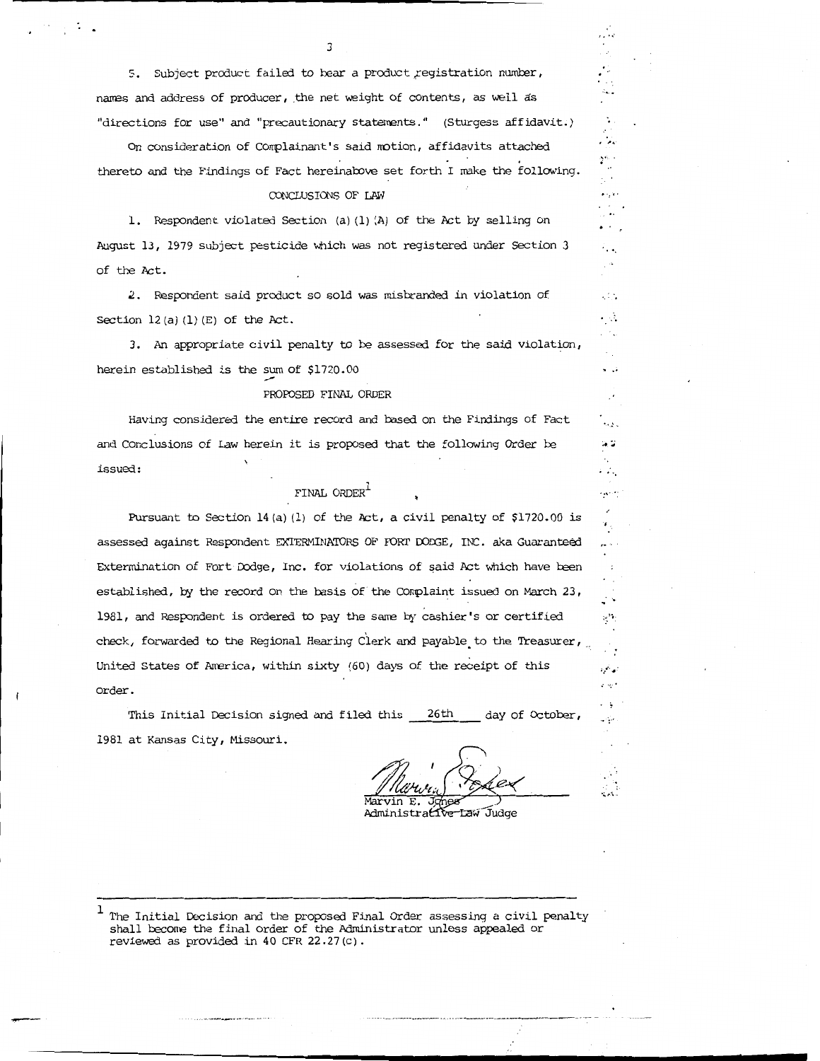5. Subject product failed to bear a product registration number, names and address of producer, the net weight of contents, as well as "directions for use" and "precautionary statements." (Sturgess affidavit.)

On consideration of Complainant's said motion, affidavits attached thereto and the Findings of Fact hereinabove set forth I make the following.

## CONCLUSIONS OF LAW

1. Respondent violated Section (a)(1)(A) of the Act by selling on August 13, 1979 subject pesticide which was not registered under Section 3 of the Act.

2. Respondent said product so sold was misbranded in violation of Section 12(a)(1)(E) of the Act.

3. An appropriate civil penalty to be assessed for the said violation, herein established is the sum of $1720.00

## PROPOSED FINAL ORDER

Having considered the entire record and based on the Findings of Fact and Conclusions of Law herein it is proposed that the following Order be issued:

## FINAL ORDER[1]

Pursuant to Section 14(a)(1) of the Act, a civil penalty of $1720.00 is assessed against Respondent EXTERMINATORS OF FORT DODGE, INC. aka Guaranteed Extermination of Fort Dodge, Inc. for violations of said Act which have been established, by the record on the basis of the Complaint issued on March 23, 1981, and Respondent is ordered to pay the same by cashier's or certified check, forwarded to the Regional Hearing Clerk and payable to the Treasurer, United States of America, within sixty (60) days of the receipt of this order.

This Initial Decision signed and filed this 26th day of October, 1981 at Kansas City, Missouri.

Marvin E. Jones
Administrative Law Judge

---

[1] The Initial Decision and the proposed Final Order assessing a civil penalty shall become the final order of the Administrator unless appealed or reviewed as provided in 40 CFR 22.27(c).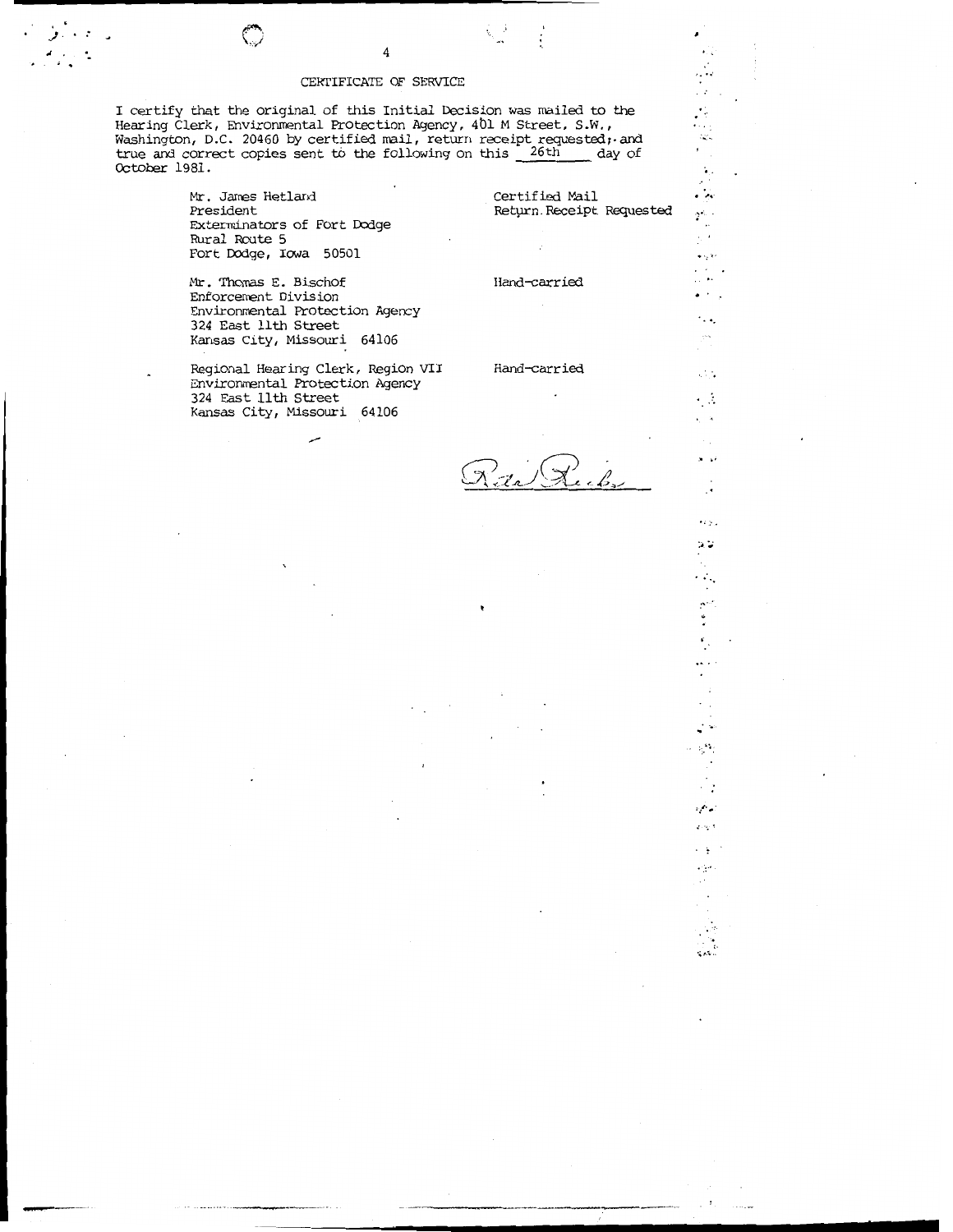## CERTIFICATE OF SERVICE

I certify that the original of this Initial Decision was mailed to the Hearing Clerk, Environmental Protection Agency, 401 M Street, S.W., Washington, D.C. 20460 by certified mail, return receipt requested; and true and correct copies sent to the following on this 26th day of October 1981.

| | |
|---|---|
| Mr. James Hetland<br>President<br>Exterminators of Fort Dodge<br>Rural Route 5<br>Fort Dodge, Iowa 50501 | Certified Mail<br>Return Receipt Requested |
| Mr. Thomas E. Bischof<br>Enforcement Division<br>Environmental Protection Agency<br>324 East 11th Street<br>Kansas City, Missouri 64106 | Hand-carried |
| Regional Hearing Clerk, Region VII<br>Environmental Protection Agency<br>324 East 11th Street<br>Kansas City, Missouri 64106 | Hand-carried |

Rita Ricks